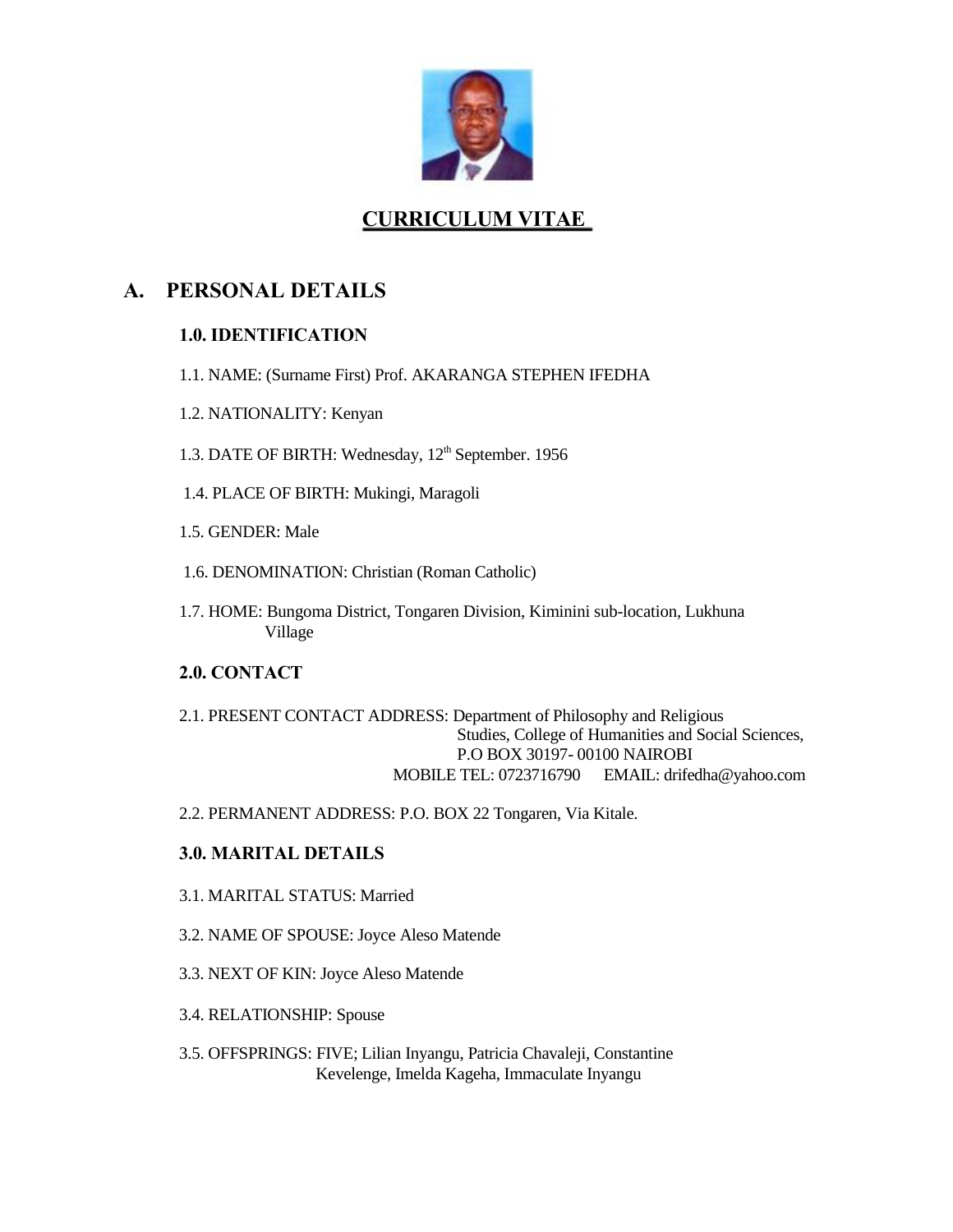# CURRICULUM VITAE

## A. PERSONAL DETAILS

### 1.0. IDENTIFICATION

1.1. NAME: (Surname First) Prof. AKARANGA STEPHEN IFEDHA

1.2. NATIONALITY: Kenyan

1.3. DATE OF BIRTH: Wednesday, 12th September. 1956

1.4. PLACE OF BIRTH: Mukingi, Maragoli

1.5. GENDER: Male

1.6. DENOMINATION: Christian (Roman Catholic)

1.7. HOME: Bungoma District, Tongaren Division, Kiminini sub-location, Lukhuna Village

### 2.0. CONTACT

2.1. PRESENT CONTACT ADDRESS: Department of Philosophy and Religious Studies, College of Humanities and Social Sciences, P.O BOX 30197- 00100 NAIROBI
MOBILE TEL: 0723716790 EMAIL: drifedha@yahoo.com

2.2. PERMANENT ADDRESS: P.O. BOX 22 Tongaren, Via Kitale.

### 3.0. MARITAL DETAILS

3.1. MARITAL STATUS: Married

3.2. NAME OF SPOUSE: Joyce Aleso Matende

3.3. NEXT OF KIN: Joyce Aleso Matende

3.4. RELATIONSHIP: Spouse

3.5. OFFSPRINGS: FIVE; Lilian Inyangu, Patricia Chavaleji, Constantine Kevelenge, Imelda Kageha, Immaculate Inyangu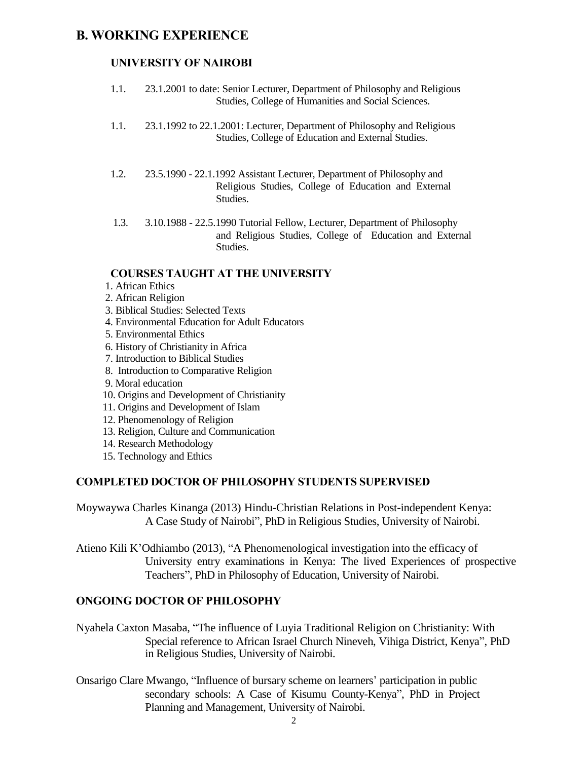## B. WORKING EXPERIENCE

### UNIVERSITY OF NAIROBI

1.1. 23.1.2001 to date: Senior Lecturer, Department of Philosophy and Religious Studies, College of Humanities and Social Sciences.

1.1. 23.1.1992 to 22.1.2001: Lecturer, Department of Philosophy and Religious Studies, College of Education and External Studies.

1.2. 23.5.1990 - 22.1.1992 Assistant Lecturer, Department of Philosophy and Religious Studies, College of Education and External Studies.

1.3. 3.10.1988 - 22.5.1990 Tutorial Fellow, Lecturer, Department of Philosophy and Religious Studies, College of Education and External Studies.

### COURSES TAUGHT AT THE UNIVERSITY

1. African Ethics
2. African Religion
3. Biblical Studies: Selected Texts
4. Environmental Education for Adult Educators
5. Environmental Ethics
6. History of Christianity in Africa
7. Introduction to Biblical Studies
8. Introduction to Comparative Religion
9. Moral education
10. Origins and Development of Christianity
11. Origins and Development of Islam
12. Phenomenology of Religion
13. Religion, Culture and Communication
14. Research Methodology
15. Technology and Ethics

### COMPLETED DOCTOR OF PHILOSOPHY STUDENTS SUPERVISED

Moywaywa Charles Kinanga (2013) Hindu-Christian Relations in Post-independent Kenya: A Case Study of Nairobi", PhD in Religious Studies, University of Nairobi.

Atieno Kili K'Odhiambo (2013), "A Phenomenological investigation into the efficacy of University entry examinations in Kenya: The lived Experiences of prospective Teachers", PhD in Philosophy of Education, University of Nairobi.

### ONGOING DOCTOR OF PHILOSOPHY

Nyahela Caxton Masaba, "The influence of Luyia Traditional Religion on Christianity: With Special reference to African Israel Church Nineveh, Vihiga District, Kenya", PhD in Religious Studies, University of Nairobi.

Onsarigo Clare Mwango, "Influence of bursary scheme on learners' participation in public secondary schools: A Case of Kisumu County-Kenya", PhD in Project Planning and Management, University of Nairobi.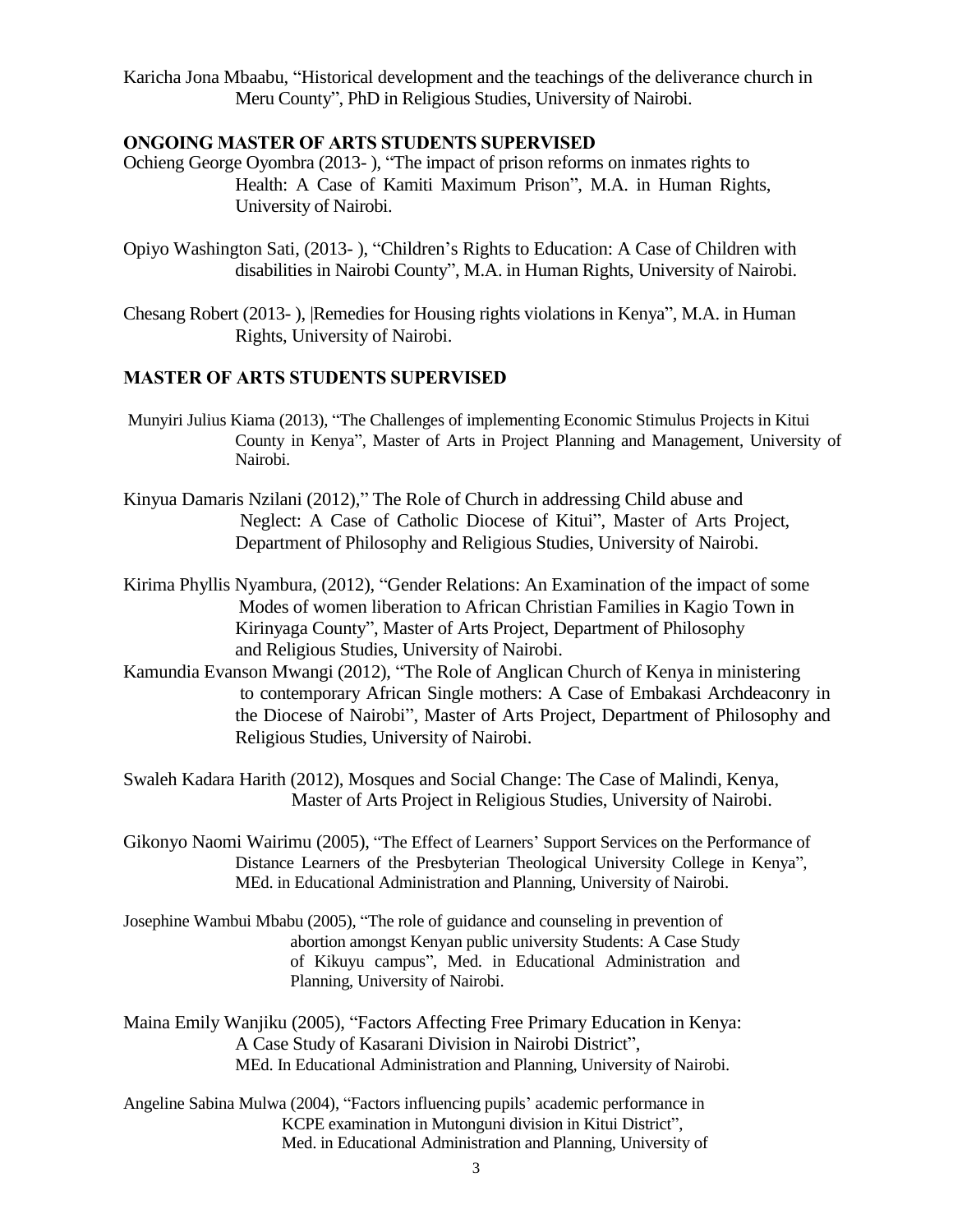Karicha Jona Mbaabu, "Historical development and the teachings of the deliverance church in Meru County", PhD in Religious Studies, University of Nairobi.

## ONGOING MASTER OF ARTS STUDENTS SUPERVISED

Ochieng George Oyombra (2013- ), "The impact of prison reforms on inmates rights to Health: A Case of Kamiti Maximum Prison", M.A. in Human Rights, University of Nairobi.

Opiyo Washington Sati, (2013- ), "Children's Rights to Education: A Case of Children with disabilities in Nairobi County", M.A. in Human Rights, University of Nairobi.

Chesang Robert (2013- ), |Remedies for Housing rights violations in Kenya", M.A. in Human Rights, University of Nairobi.

## MASTER OF ARTS STUDENTS SUPERVISED

Munyiri Julius Kiama (2013), "The Challenges of implementing Economic Stimulus Projects in Kitui County in Kenya", Master of Arts in Project Planning and Management, University of Nairobi.

Kinyua Damaris Nzilani (2012)," The Role of Church in addressing Child abuse and Neglect: A Case of Catholic Diocese of Kitui", Master of Arts Project, Department of Philosophy and Religious Studies, University of Nairobi.

Kirima Phyllis Nyambura, (2012), "Gender Relations: An Examination of the impact of some Modes of women liberation to African Christian Families in Kagio Town in Kirinyaga County", Master of Arts Project, Department of Philosophy and Religious Studies, University of Nairobi.

Kamundia Evanson Mwangi (2012), "The Role of Anglican Church of Kenya in ministering to contemporary African Single mothers: A Case of Embakasi Archdeaconry in the Diocese of Nairobi", Master of Arts Project, Department of Philosophy and Religious Studies, University of Nairobi.

Swaleh Kadara Harith (2012), Mosques and Social Change: The Case of Malindi, Kenya, Master of Arts Project in Religious Studies, University of Nairobi.

Gikonyo Naomi Wairimu (2005), "The Effect of Learners' Support Services on the Performance of Distance Learners of the Presbyterian Theological University College in Kenya", MEd. in Educational Administration and Planning, University of Nairobi.

Josephine Wambui Mbabu (2005), "The role of guidance and counseling in prevention of abortion amongst Kenyan public university Students: A Case Study of Kikuyu campus", Med. in Educational Administration and Planning, University of Nairobi.

Maina Emily Wanjiku (2005), "Factors Affecting Free Primary Education in Kenya: A Case Study of Kasarani Division in Nairobi District", MEd. In Educational Administration and Planning, University of Nairobi.

Angeline Sabina Mulwa (2004), "Factors influencing pupils' academic performance in KCPE examination in Mutonguni division in Kitui District", Med. in Educational Administration and Planning, University of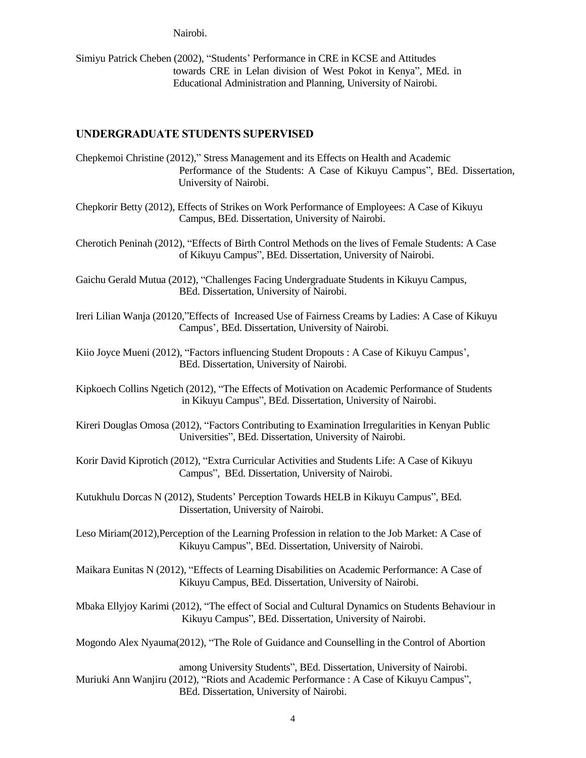Nairobi.

Simiyu Patrick Cheben (2002), "Students' Performance in CRE in KCSE and Attitudes towards CRE in Lelan division of West Pokot in Kenya", MEd. in Educational Administration and Planning, University of Nairobi.

## UNDERGRADUATE STUDENTS SUPERVISED

Chepkemoi Christine (2012)," Stress Management and its Effects on Health and Academic Performance of the Students: A Case of Kikuyu Campus", BEd. Dissertation, University of Nairobi.

Chepkorir Betty (2012), Effects of Strikes on Work Performance of Employees: A Case of Kikuyu Campus, BEd. Dissertation, University of Nairobi.

Cherotich Peninah (2012), "Effects of Birth Control Methods on the lives of Female Students: A Case of Kikuyu Campus", BEd. Dissertation, University of Nairobi.

Gaichu Gerald Mutua (2012), "Challenges Facing Undergraduate Students in Kikuyu Campus, BEd. Dissertation, University of Nairobi.

Ireri Lilian Wanja (20120,"Effects of Increased Use of Fairness Creams by Ladies: A Case of Kikuyu Campus', BEd. Dissertation, University of Nairobi.

Kiio Joyce Mueni (2012), "Factors influencing Student Dropouts : A Case of Kikuyu Campus', BEd. Dissertation, University of Nairobi.

Kipkoech Collins Ngetich (2012), "The Effects of Motivation on Academic Performance of Students in Kikuyu Campus", BEd. Dissertation, University of Nairobi.

Kireri Douglas Omosa (2012), "Factors Contributing to Examination Irregularities in Kenyan Public Universities", BEd. Dissertation, University of Nairobi.

Korir David Kiprotich (2012), "Extra Curricular Activities and Students Life: A Case of Kikuyu Campus", BEd. Dissertation, University of Nairobi.

Kutukhulu Dorcas N (2012), Students' Perception Towards HELB in Kikuyu Campus", BEd. Dissertation, University of Nairobi.

Leso Miriam(2012),Perception of the Learning Profession in relation to the Job Market: A Case of Kikuyu Campus", BEd. Dissertation, University of Nairobi.

Maikara Eunitas N (2012), "Effects of Learning Disabilities on Academic Performance: A Case of Kikuyu Campus, BEd. Dissertation, University of Nairobi.

Mbaka Ellyjoy Karimi (2012), "The effect of Social and Cultural Dynamics on Students Behaviour in Kikuyu Campus", BEd. Dissertation, University of Nairobi.

Mogondo Alex Nyauma(2012), "The Role of Guidance and Counselling in the Control of Abortion among University Students", BEd. Dissertation, University of Nairobi.

Muriuki Ann Wanjiru (2012), "Riots and Academic Performance : A Case of Kikuyu Campus", BEd. Dissertation, University of Nairobi.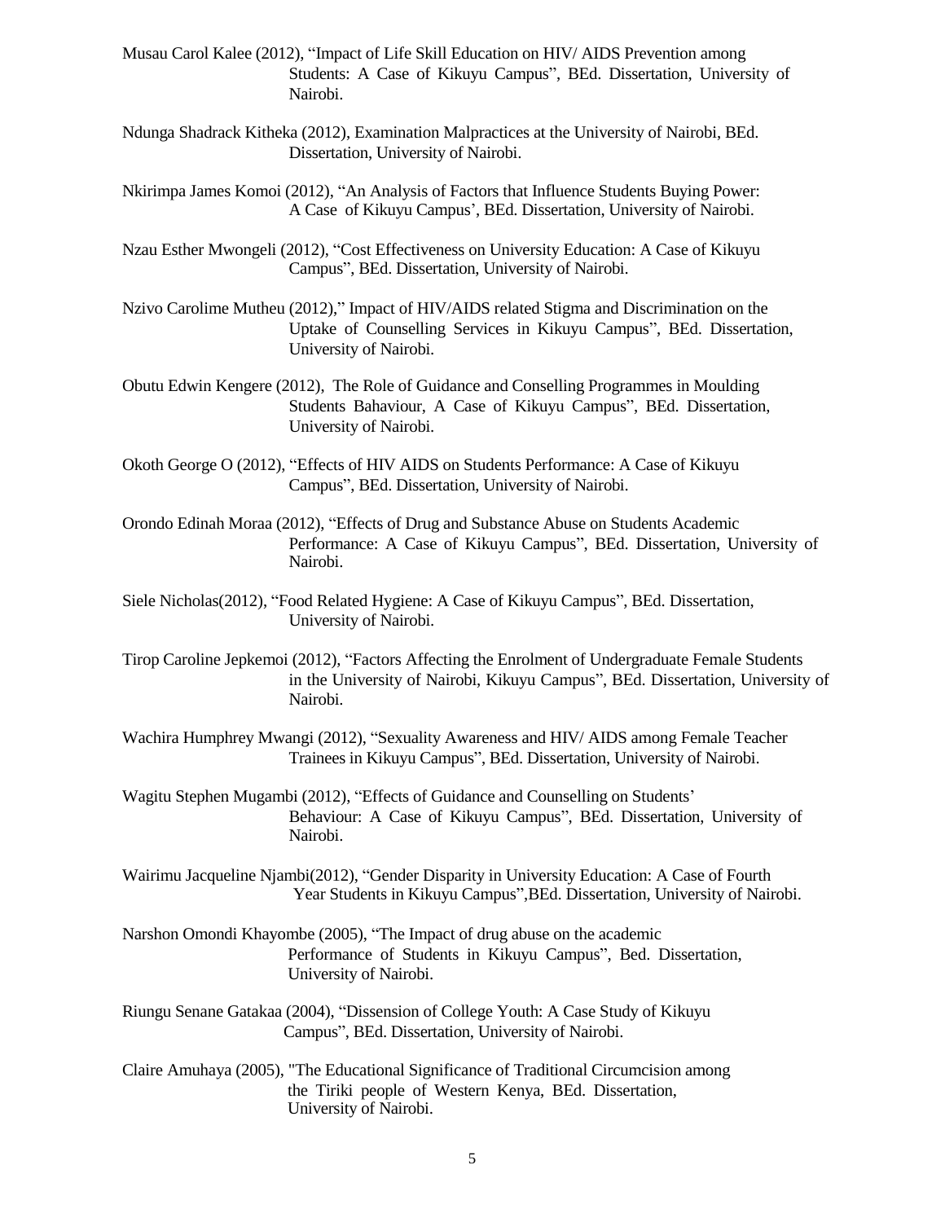Musau Carol Kalee (2012), "Impact of Life Skill Education on HIV/ AIDS Prevention among Students: A Case of Kikuyu Campus", BEd. Dissertation, University of Nairobi.

Ndunga Shadrack Kitheka (2012), Examination Malpractices at the University of Nairobi, BEd. Dissertation, University of Nairobi.

Nkirimpa James Komoi (2012), "An Analysis of Factors that Influence Students Buying Power: A Case of Kikuyu Campus', BEd. Dissertation, University of Nairobi.

Nzau Esther Mwongeli (2012), "Cost Effectiveness on University Education: A Case of Kikuyu Campus", BEd. Dissertation, University of Nairobi.

Nzivo Carolime Mutheu (2012)," Impact of HIV/AIDS related Stigma and Discrimination on the Uptake of Counselling Services in Kikuyu Campus", BEd. Dissertation, University of Nairobi.

Obutu Edwin Kengere (2012), The Role of Guidance and Conselling Programmes in Moulding Students Bahaviour, A Case of Kikuyu Campus", BEd. Dissertation, University of Nairobi.

Okoth George O (2012), "Effects of HIV AIDS on Students Performance: A Case of Kikuyu Campus", BEd. Dissertation, University of Nairobi.

Orondo Edinah Moraa (2012), "Effects of Drug and Substance Abuse on Students Academic Performance: A Case of Kikuyu Campus", BEd. Dissertation, University of Nairobi.

Siele Nicholas(2012), "Food Related Hygiene: A Case of Kikuyu Campus", BEd. Dissertation, University of Nairobi.

Tirop Caroline Jepkemoi (2012), "Factors Affecting the Enrolment of Undergraduate Female Students in the University of Nairobi, Kikuyu Campus", BEd. Dissertation, University of Nairobi.

Wachira Humphrey Mwangi (2012), "Sexuality Awareness and HIV/ AIDS among Female Teacher Trainees in Kikuyu Campus", BEd. Dissertation, University of Nairobi.

Wagitu Stephen Mugambi (2012), "Effects of Guidance and Counselling on Students' Behaviour: A Case of Kikuyu Campus", BEd. Dissertation, University of Nairobi.

Wairimu Jacqueline Njambi(2012), "Gender Disparity in University Education: A Case of Fourth Year Students in Kikuyu Campus",BEd. Dissertation, University of Nairobi.

Narshon Omondi Khayombe (2005), "The Impact of drug abuse on the academic Performance of Students in Kikuyu Campus", Bed. Dissertation, University of Nairobi.

Riungu Senane Gatakaa (2004), "Dissension of College Youth: A Case Study of Kikuyu Campus", BEd. Dissertation, University of Nairobi.

Claire Amuhaya (2005), "The Educational Significance of Traditional Circumcision among the Tiriki people of Western Kenya, BEd. Dissertation, University of Nairobi.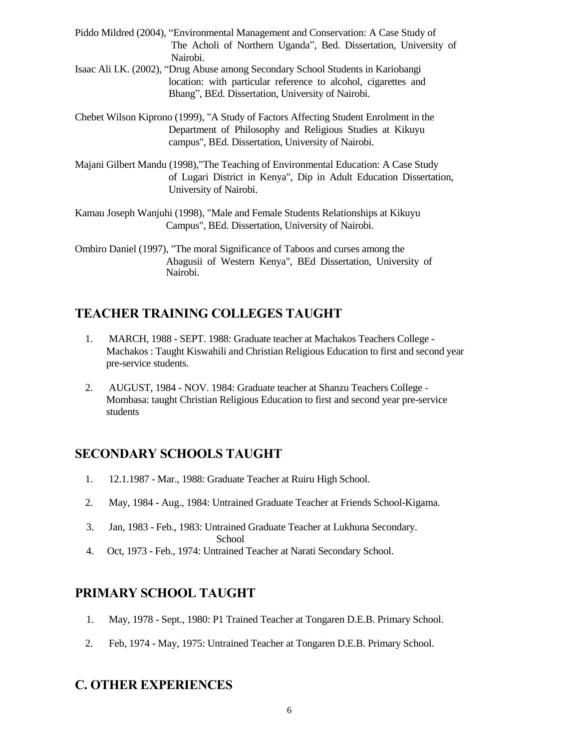Piddo Mildred (2004), “Environmental Management and Conservation: A Case Study of The Acholi of Northern Uganda”, Bed. Dissertation, University of Nairobi.

Isaac Ali I.K. (2002), “Drug Abuse among Secondary School Students in Kariobangi location: with particular reference to alcohol, cigarettes and Bhang”, BEd. Dissertation, University of Nairobi.

Chebet Wilson Kiprono (1999), "A Study of Factors Affecting Student Enrolment in the Department of Philosophy and Religious Studies at Kikuyu campus", BEd. Dissertation, University of Nairobi.

Majani Gilbert Mandu (1998),"The Teaching of Environmental Education: A Case Study of Lugari District in Kenya", Dip in Adult Education Dissertation, University of Nairobi.

Kamau Joseph Wanjuhi (1998), "Male and Female Students Relationships at Kikuyu Campus", BEd. Dissertation, University of Nairobi.

Ombiro Daniel (1997), "The moral Significance of Taboos and curses among the Abagusii of Western Kenya", BEd Dissertation, University of Nairobi.

## TEACHER TRAINING COLLEGES TAUGHT

1. MARCH, 1988 - SEPT. 1988: Graduate teacher at Machakos Teachers College - Machakos : Taught Kiswahili and Christian Religious Education to first and second year pre-service students.
2. AUGUST, 1984 - NOV. 1984: Graduate teacher at Shanzu Teachers College - Mombasa: taught Christian Religious Education to first and second year pre-service students

## SECONDARY SCHOOLS TAUGHT

1. 12.1.1987 - Mar., 1988: Graduate Teacher at Ruiru High School.
2. May, 1984 - Aug., 1984: Untrained Graduate Teacher at Friends School-Kigama.
3. Jan, 1983 - Feb., 1983: Untrained Graduate Teacher at Lukhuna Secondary. School
4. Oct, 1973 - Feb., 1974: Untrained Teacher at Narati Secondary School.

## PRIMARY SCHOOL TAUGHT

1. May, 1978 - Sept., 1980: P1 Trained Teacher at Tongaren D.E.B. Primary School.
2. Feb, 1974 - May, 1975: Untrained Teacher at Tongaren D.E.B. Primary School.

## C. OTHER EXPERIENCES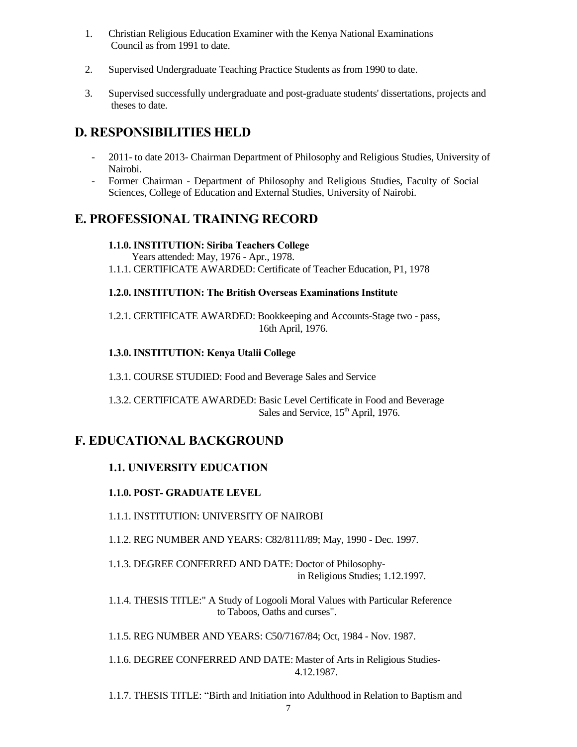1. Christian Religious Education Examiner with the Kenya National Examinations Council as from 1991 to date.

2. Supervised Undergraduate Teaching Practice Students as from 1990 to date.

3. Supervised successfully undergraduate and post-graduate students' dissertations, projects and theses to date.

## D. RESPONSIBILITIES HELD

- 2011- to date 2013- Chairman Department of Philosophy and Religious Studies, University of Nairobi.
- Former Chairman - Department of Philosophy and Religious Studies, Faculty of Social Sciences, College of Education and External Studies, University of Nairobi.

## E. PROFESSIONAL TRAINING RECORD

**1.1.0. INSTITUTION: Siriba Teachers College**

Years attended: May, 1976 - Apr., 1978.

1.1.1. CERTIFICATE AWARDED: Certificate of Teacher Education, P1, 1978

**1.2.0. INSTITUTION: The British Overseas Examinations Institute**

1.2.1. CERTIFICATE AWARDED: Bookkeeping and Accounts-Stage two - pass, 16th April, 1976.

**1.3.0. INSTITUTION: Kenya Utalii College**

1.3.1. COURSE STUDIED: Food and Beverage Sales and Service

1.3.2. CERTIFICATE AWARDED: Basic Level Certificate in Food and Beverage Sales and Service, 15th April, 1976.

## F. EDUCATIONAL BACKGROUND

### 1.1. UNIVERSITY EDUCATION

#### 1.1.0. POST- GRADUATE LEVEL

1.1.1. INSTITUTION: UNIVERSITY OF NAIROBI

1.1.2. REG NUMBER AND YEARS: C82/8111/89; May, 1990 - Dec. 1997.

1.1.3. DEGREE CONFERRED AND DATE: Doctor of Philosophy- in Religious Studies; 1.12.1997.

1.1.4. THESIS TITLE:" A Study of Logooli Moral Values with Particular Reference to Taboos, Oaths and curses".

1.1.5. REG NUMBER AND YEARS: C50/7167/84; Oct, 1984 - Nov. 1987.

1.1.6. DEGREE CONFERRED AND DATE: Master of Arts in Religious Studies- 4.12.1987.

1.1.7. THESIS TITLE: "Birth and Initiation into Adulthood in Relation to Baptism and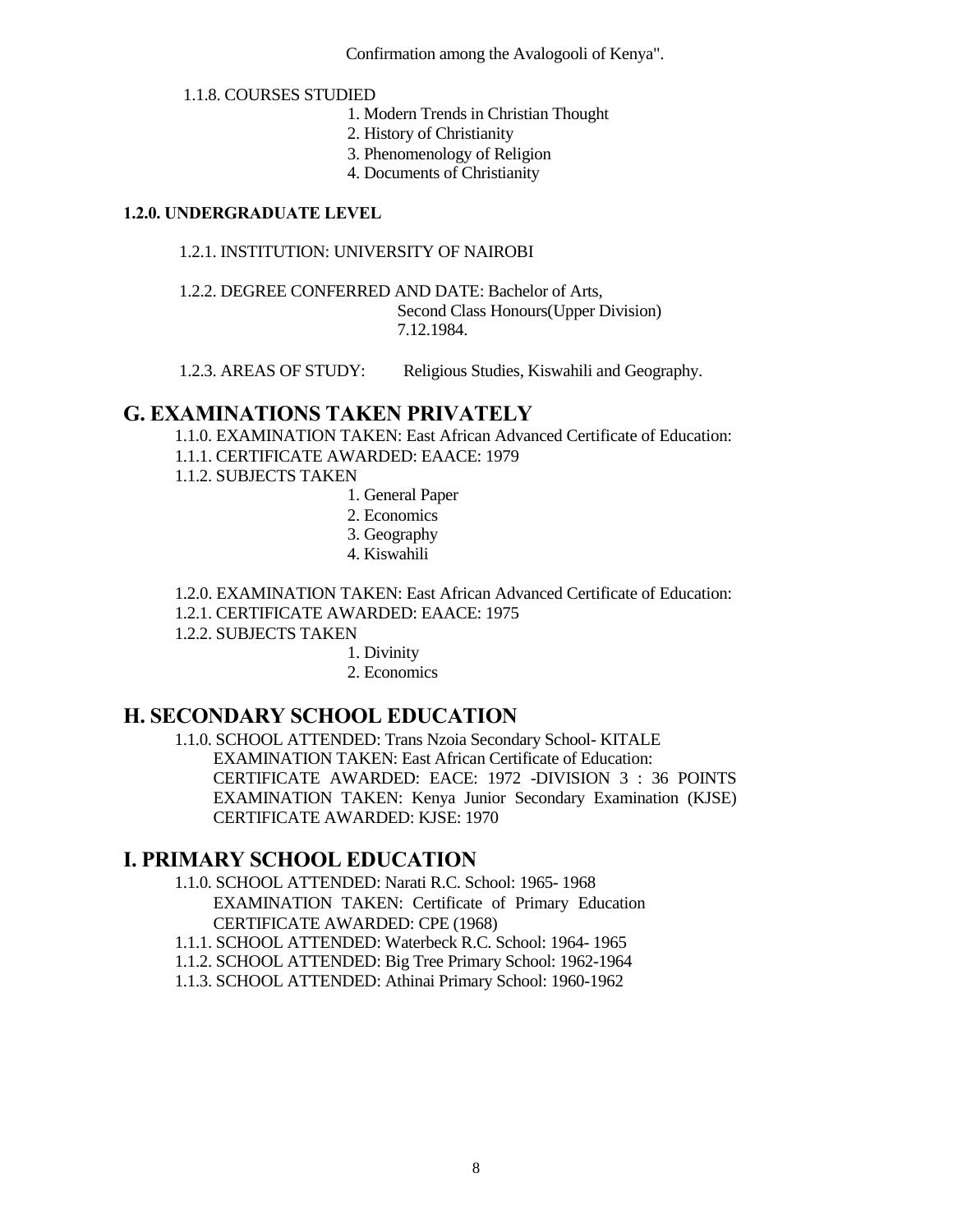Confirmation among the Avalogooli of Kenya".

1.1.8. COURSES STUDIED

1. Modern Trends in Christian Thought
2. History of Christianity
3. Phenomenology of Religion
4. Documents of Christianity

**1.2.0. UNDERGRADUATE LEVEL**

1.2.1. INSTITUTION: UNIVERSITY OF NAIROBI

1.2.2. DEGREE CONFERRED AND DATE: Bachelor of Arts,
Second Class Honours(Upper Division)
7.12.1984.

1.2.3. AREAS OF STUDY: Religious Studies, Kiswahili and Geography.

## G. EXAMINATIONS TAKEN PRIVATELY

1.1.0. EXAMINATION TAKEN: East African Advanced Certificate of Education:
1.1.1. CERTIFICATE AWARDED: EAACE: 1979
1.1.2. SUBJECTS TAKEN

1. General Paper
2. Economics
3. Geography
4. Kiswahili

1.2.0. EXAMINATION TAKEN: East African Advanced Certificate of Education:
1.2.1. CERTIFICATE AWARDED: EAACE: 1975
1.2.2. SUBJECTS TAKEN

1. Divinity
2. Economics

## H. SECONDARY SCHOOL EDUCATION

1.1.0. SCHOOL ATTENDED: Trans Nzoia Secondary School- KITALE
EXAMINATION TAKEN: East African Certificate of Education:
CERTIFICATE AWARDED: EACE: 1972 -DIVISION 3 : 36 POINTS
EXAMINATION TAKEN: Kenya Junior Secondary Examination (KJSE)
CERTIFICATE AWARDED: KJSE: 1970

## I. PRIMARY SCHOOL EDUCATION

1.1.0. SCHOOL ATTENDED: Narati R.C. School: 1965- 1968
EXAMINATION TAKEN: Certificate of Primary Education
CERTIFICATE AWARDED: CPE (1968)
1.1.1. SCHOOL ATTENDED: Waterbeck R.C. School: 1964- 1965
1.1.2. SCHOOL ATTENDED: Big Tree Primary School: 1962-1964
1.1.3. SCHOOL ATTENDED: Athinai Primary School: 1960-1962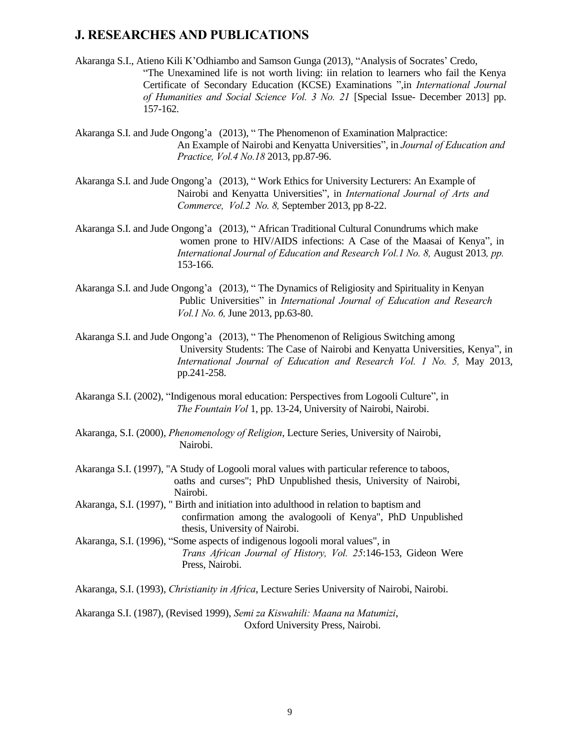## J. RESEARCHES AND PUBLICATIONS

Akaranga S.I., Atieno Kili K'Odhiambo and Samson Gunga (2013), "Analysis of Socrates' Credo, "The Unexamined life is not worth living: iin relation to learners who fail the Kenya Certificate of Secondary Education (KCSE) Examinations ",in *International Journal of Humanities and Social Science Vol. 3 No. 21* [Special Issue- December 2013] pp. 157-162.

Akaranga S.I. and Jude Ongong'a (2013), " The Phenomenon of Examination Malpractice: An Example of Nairobi and Kenyatta Universities", in *Journal of Education and Practice, Vol.4 No.18* 2013, pp.87-96.

Akaranga S.I. and Jude Ongong'a (2013), " Work Ethics for University Lecturers: An Example of Nairobi and Kenyatta Universities", in *International Journal of Arts and Commerce, Vol.2 No. 8,* September 2013, pp 8-22.

Akaranga S.I. and Jude Ongong'a (2013), " African Traditional Cultural Conundrums which make women prone to HIV/AIDS infections: A Case of the Maasai of Kenya", in *International Journal of Education and Research Vol.1 No. 8,* August 2013*, pp.* 153-166.

Akaranga S.I. and Jude Ongong'a (2013), " The Dynamics of Religiosity and Spirituality in Kenyan Public Universities" in *International Journal of Education and Research Vol.1 No. 6,* June 2013, pp.63-80.

Akaranga S.I. and Jude Ongong'a (2013), " The Phenomenon of Religious Switching among University Students: The Case of Nairobi and Kenyatta Universities, Kenya", in *International Journal of Education and Research Vol. 1 No. 5,* May 2013, pp.241-258.

Akaranga S.I. (2002), "Indigenous moral education: Perspectives from Logooli Culture", in *The Fountain Vol* 1, pp. 13-24, University of Nairobi, Nairobi.

Akaranga, S.I. (2000), *Phenomenology of Religion*, Lecture Series, University of Nairobi, Nairobi.

Akaranga S.I. (1997), "A Study of Logooli moral values with particular reference to taboos, oaths and curses"; PhD Unpublished thesis, University of Nairobi, Nairobi.

Akaranga, S.I. (1997), " Birth and initiation into adulthood in relation to baptism and confirmation among the avalogooli of Kenya", PhD Unpublished thesis, University of Nairobi.

Akaranga, S.I. (1996), "Some aspects of indigenous logooli moral values", in *Trans African Journal of History, Vol. 25*:146-153, Gideon Were Press, Nairobi.

Akaranga, S.I. (1993), *Christianity in Africa*, Lecture Series University of Nairobi, Nairobi.

Akaranga S.I. (1987), (Revised 1999), *Semi za Kiswahili: Maana na Matumizi*, Oxford University Press, Nairobi.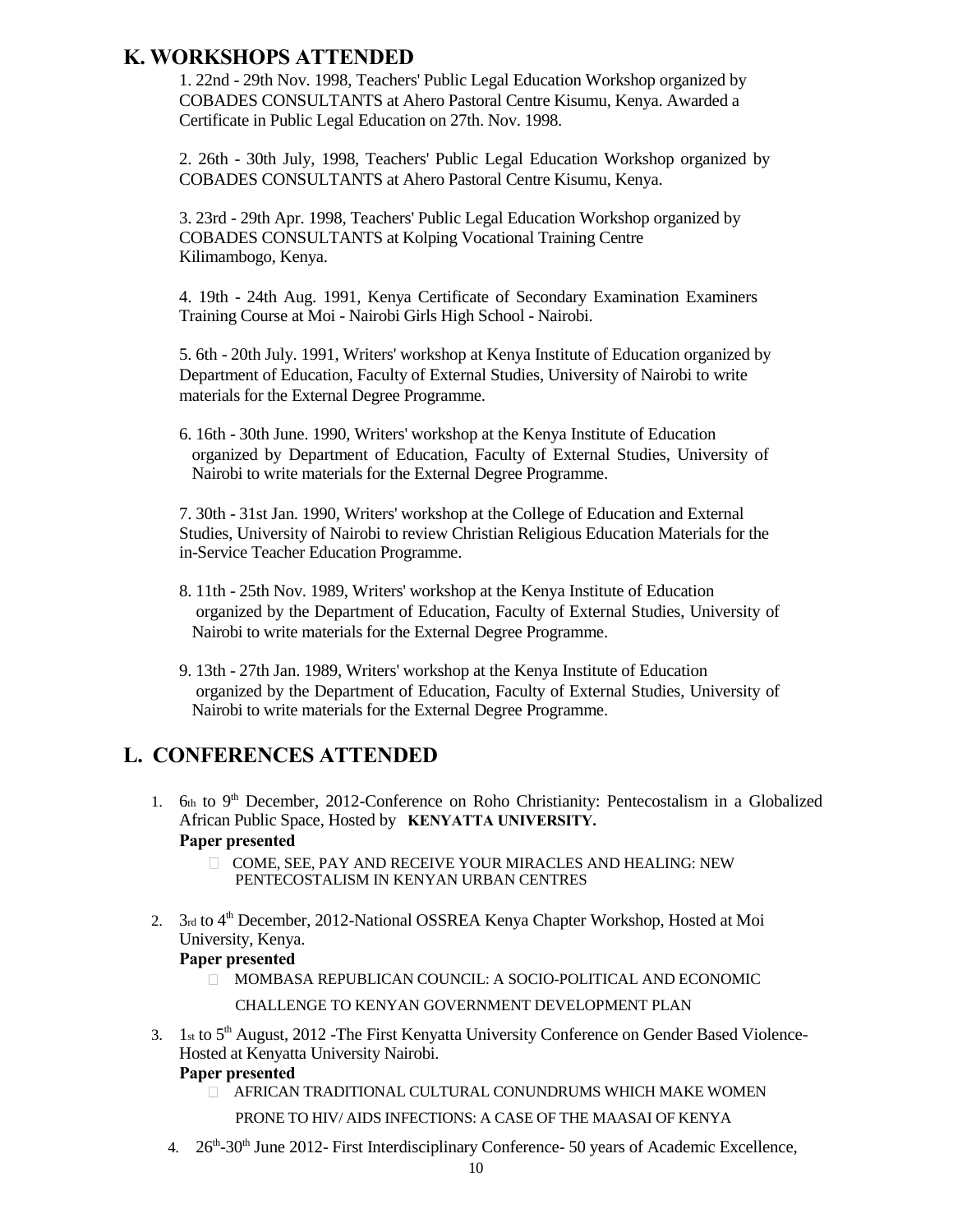## K. WORKSHOPS ATTENDED

1. 22nd - 29th Nov. 1998, Teachers' Public Legal Education Workshop organized by COBADES CONSULTANTS at Ahero Pastoral Centre Kisumu, Kenya. Awarded a Certificate in Public Legal Education on 27th. Nov. 1998.

2. 26th - 30th July, 1998, Teachers' Public Legal Education Workshop organized by COBADES CONSULTANTS at Ahero Pastoral Centre Kisumu, Kenya.

3. 23rd - 29th Apr. 1998, Teachers' Public Legal Education Workshop organized by COBADES CONSULTANTS at Kolping Vocational Training Centre Kilimambogo, Kenya.

4. 19th - 24th Aug. 1991, Kenya Certificate of Secondary Examination Examiners Training Course at Moi - Nairobi Girls High School - Nairobi.

5. 6th - 20th July. 1991, Writers' workshop at Kenya Institute of Education organized by Department of Education, Faculty of External Studies, University of Nairobi to write materials for the External Degree Programme.

6. 16th - 30th June. 1990, Writers' workshop at the Kenya Institute of Education organized by Department of Education, Faculty of External Studies, University of Nairobi to write materials for the External Degree Programme.

7. 30th - 31st Jan. 1990, Writers' workshop at the College of Education and External Studies, University of Nairobi to review Christian Religious Education Materials for the in-Service Teacher Education Programme.

8. 11th - 25th Nov. 1989, Writers' workshop at the Kenya Institute of Education organized by the Department of Education, Faculty of External Studies, University of Nairobi to write materials for the External Degree Programme.

9. 13th - 27th Jan. 1989, Writers' workshop at the Kenya Institute of Education organized by the Department of Education, Faculty of External Studies, University of Nairobi to write materials for the External Degree Programme.

## L. CONFERENCES ATTENDED

1. 6th to 9th December, 2012-Conference on Roho Christianity: Pentecostalism in a Globalized African Public Space, Hosted by **KENYATTA UNIVERSITY.**
   **Paper presented**
   - COME, SEE, PAY AND RECEIVE YOUR MIRACLES AND HEALING: NEW PENTECOSTALISM IN KENYAN URBAN CENTRES

2. 3rd to 4th December, 2012-National OSSREA Kenya Chapter Workshop, Hosted at Moi University, Kenya.
   **Paper presented**
   - MOMBASA REPUBLICAN COUNCIL: A SOCIO-POLITICAL AND ECONOMIC CHALLENGE TO KENYAN GOVERNMENT DEVELOPMENT PLAN

3. 1st to 5th August, 2012 -The First Kenyatta University Conference on Gender Based Violence-Hosted at Kenyatta University Nairobi.
   **Paper presented**
   - AFRICAN TRADITIONAL CULTURAL CONUNDRUMS WHICH MAKE WOMEN PRONE TO HIV/ AIDS INFECTIONS: A CASE OF THE MAASAI OF KENYA

4. 26th-30th June 2012- First Interdisciplinary Conference- 50 years of Academic Excellence,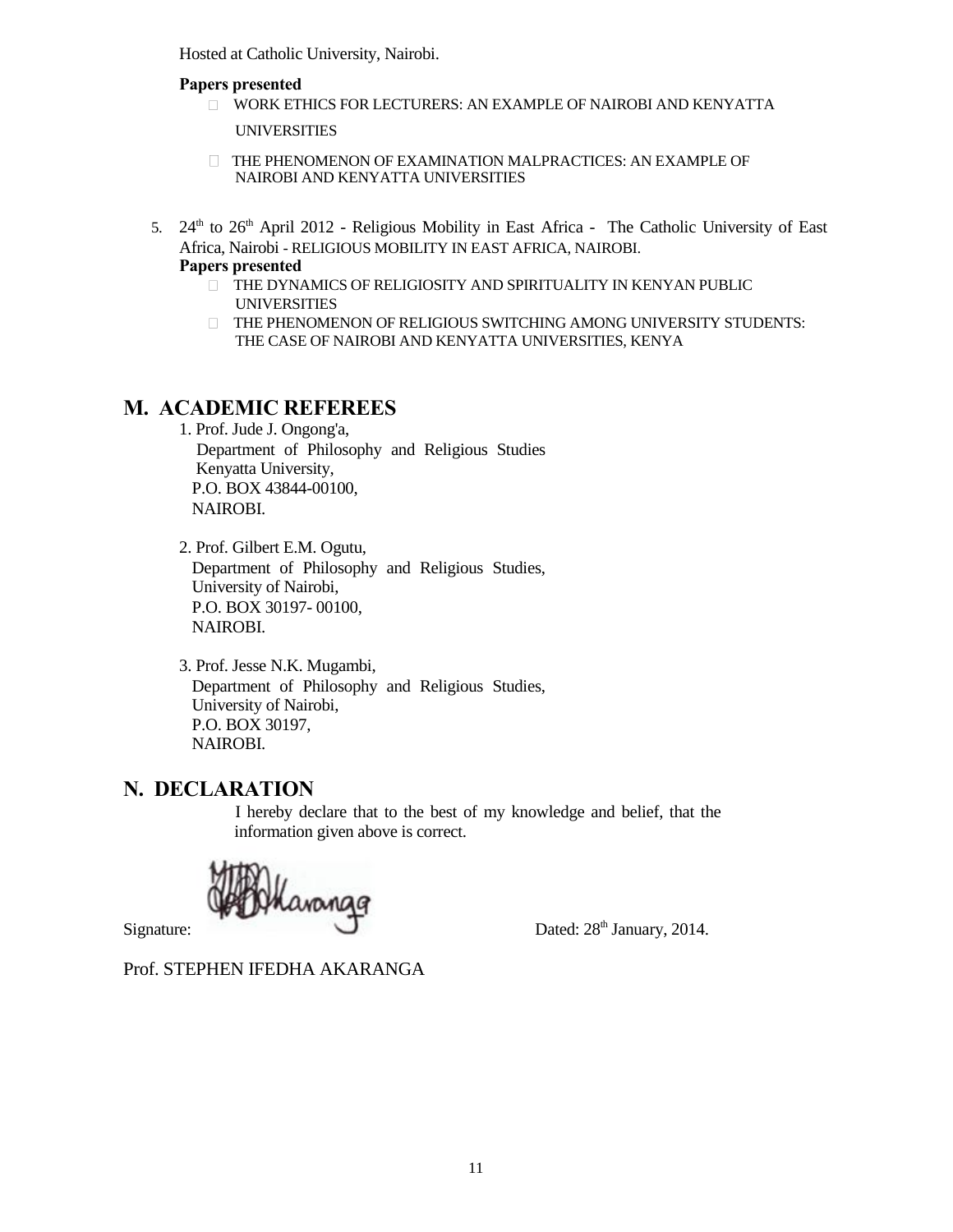Hosted at Catholic University, Nairobi.

**Papers presented**

- WORK ETHICS FOR LECTURERS: AN EXAMPLE OF NAIROBI AND KENYATTA UNIVERSITIES
- THE PHENOMENON OF EXAMINATION MALPRACTICES: AN EXAMPLE OF NAIROBI AND KENYATTA UNIVERSITIES

5. 24th to 26th April 2012 - Religious Mobility in East Africa - The Catholic University of East Africa, Nairobi - RELIGIOUS MOBILITY IN EAST AFRICA, NAIROBI.

   **Papers presented**

   - THE DYNAMICS OF RELIGIOSITY AND SPIRITUALITY IN KENYAN PUBLIC UNIVERSITIES
   - THE PHENOMENON OF RELIGIOUS SWITCHING AMONG UNIVERSITY STUDENTS: THE CASE OF NAIROBI AND KENYATTA UNIVERSITIES, KENYA

## M. ACADEMIC REFEREES

1. Prof. Jude J. Ongong'a,
   Department of Philosophy and Religious Studies
   Kenyatta University,
   P.O. BOX 43844-00100,
   NAIROBI.

2. Prof. Gilbert E.M. Ogutu,
   Department of Philosophy and Religious Studies,
   University of Nairobi,
   P.O. BOX 30197- 00100,
   NAIROBI.

3. Prof. Jesse N.K. Mugambi,
   Department of Philosophy and Religious Studies,
   University of Nairobi,
   P.O. BOX 30197,
   NAIROBI.

## N. DECLARATION

I hereby declare that to the best of my knowledge and belief, that the information given above is correct.

Signature: Dated: 28th January, 2014.

Prof. STEPHEN IFEDHA AKARANGA